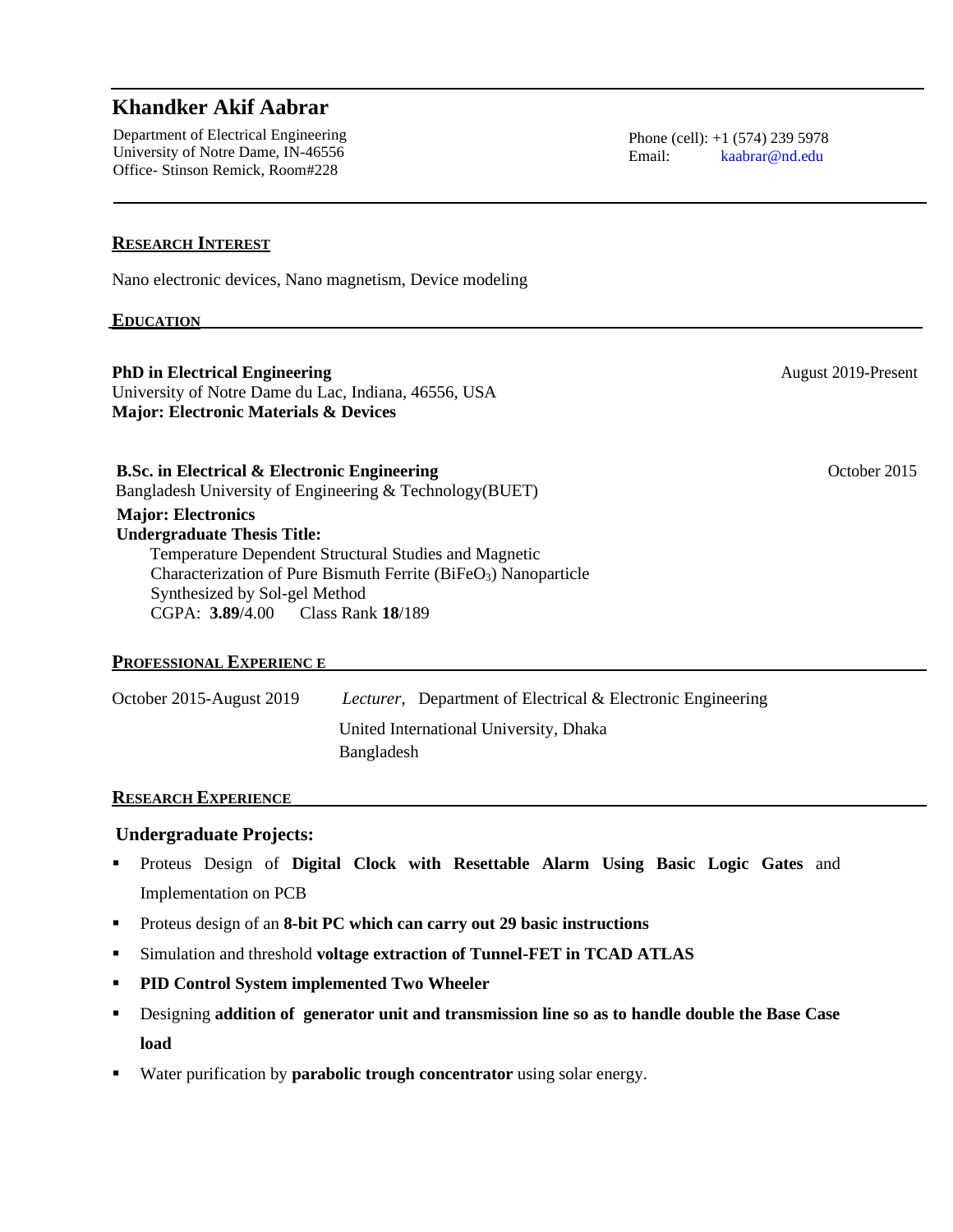# Khandker Akif Aabrar

Department of Electrical Engineering
University of Notre Dame, IN-46556
Office- Stinson Remick, Room#228

Phone (cell): +1 (574) 239 5978
Email: kaabrar@nd.edu

## RESEARCH INTEREST

Nano electronic devices, Nano magnetism, Device modeling

## EDUCATION

**PhD in Electrical Engineering** — August 2019-Present
University of Notre Dame du Lac, Indiana, 46556, USA
**Major: Electronic Materials & Devices**

**B.Sc. in Electrical & Electronic Engineering** — October 2015
Bangladesh University of Engineering & Technology(BUET)
**Major: Electronics**
**Undergraduate Thesis Title:**
Temperature Dependent Structural Studies and Magnetic Characterization of Pure Bismuth Ferrite ($BiFeO_3$) Nanoparticle Synthesized by Sol-gel Method
CGPA: **3.89**/4.00  Class Rank **18**/189

## PROFESSIONAL EXPERIENC E

October 2015-August 2019 — *Lecturer*, Department of Electrical & Electronic Engineering
United International University, Dhaka
Bangladesh

## RESEARCH EXPERIENCE

### Undergraduate Projects:

- Proteus Design of **Digital Clock with Resettable Alarm Using Basic Logic Gates** and Implementation on PCB
- Proteus design of an **8-bit PC which can carry out 29 basic instructions**
- Simulation and threshold **voltage extraction of Tunnel-FET in TCAD ATLAS**
- **PID Control System implemented Two Wheeler**
- Designing **addition of generator unit and transmission line so as to handle double the Base Case load**
- Water purification by **parabolic trough concentrator** using solar energy.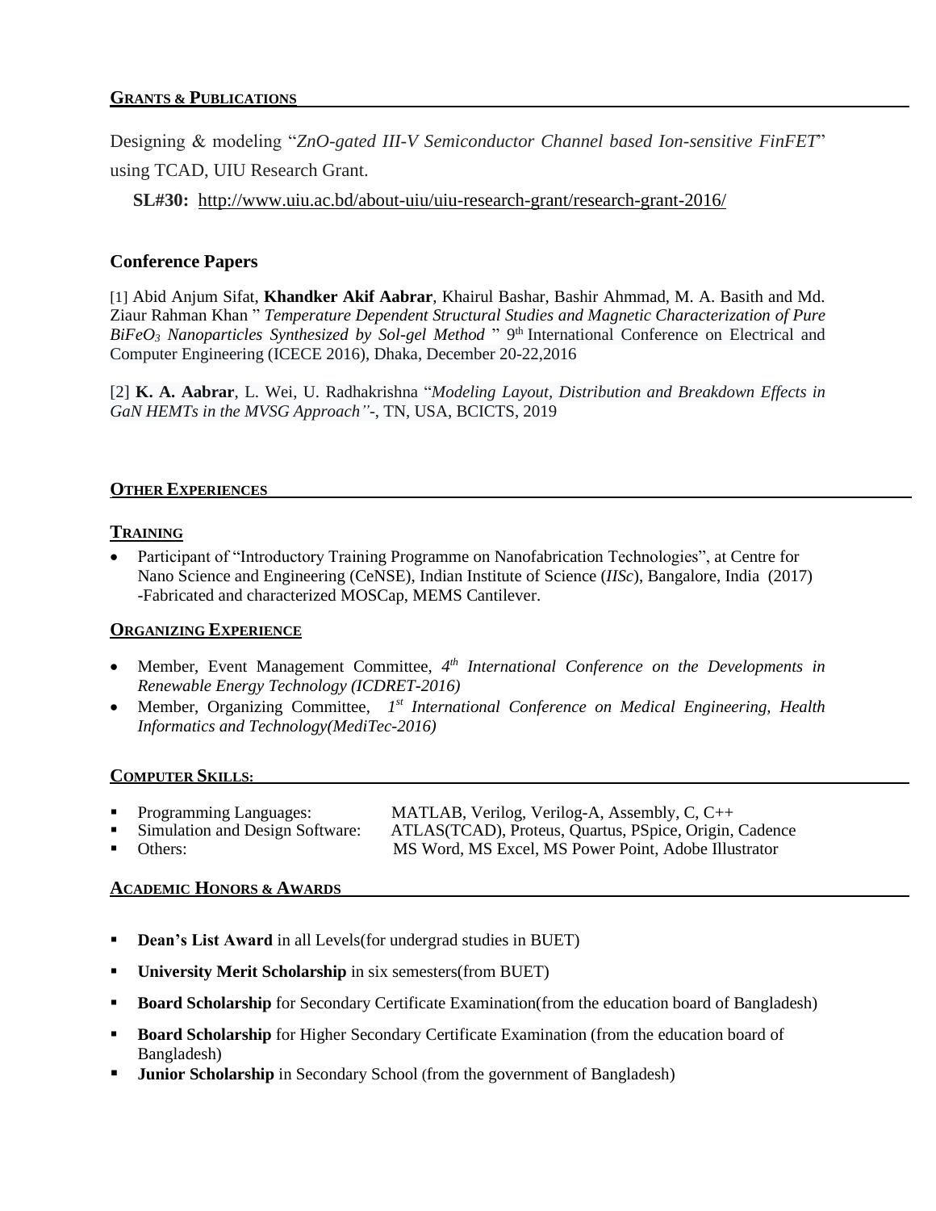## GRANTS & PUBLICATIONS

Designing & modeling "*ZnO-gated III-V Semiconductor Channel based Ion-sensitive FinFET*" using TCAD, UIU Research Grant.

**SL#30:** http://www.uiu.ac.bd/about-uiu/uiu-research-grant/research-grant-2016/

### Conference Papers

[1] Abid Anjum Sifat, **Khandker Akif Aabrar**, Khairul Bashar, Bashir Ahmmad, M. A. Basith and Md. Ziaur Rahman Khan " *Temperature Dependent Structural Studies and Magnetic Characterization of Pure $BiFeO_3$ Nanoparticles Synthesized by Sol-gel Method* " 9th International Conference on Electrical and Computer Engineering (ICECE 2016), Dhaka, December 20-22,2016

[2] **K. A. Aabrar**, L. Wei, U. Radhakrishna "*Modeling Layout, Distribution and Breakdown Effects in GaN HEMTs in the MVSG Approach"*-, TN, USA, BCICTS, 2019

## OTHER EXPERIENCES

### TRAINING

- Participant of "Introductory Training Programme on Nanofabrication Technologies", at Centre for Nano Science and Engineering (CeNSE), Indian Institute of Science (*IISc*), Bangalore, India (2017) -Fabricated and characterized MOSCap, MEMS Cantilever.

### ORGANIZING EXPERIENCE

- Member, Event Management Committee, *4th International Conference on the Developments in Renewable Energy Technology (ICDRET-2016)*
- Member, Organizing Committee, *1st International Conference on Medical Engineering, Health Informatics and Technology(MediTec-2016)*

## COMPUTER SKILLS:

- Programming Languages: MATLAB, Verilog, Verilog-A, Assembly, C, C++
- Simulation and Design Software: ATLAS(TCAD), Proteus, Quartus, PSpice, Origin, Cadence
- Others: MS Word, MS Excel, MS Power Point, Adobe Illustrator

## ACADEMIC HONORS & AWARDS

- **Dean's List Award** in all Levels(for undergrad studies in BUET)
- **University Merit Scholarship** in six semesters(from BUET)
- **Board Scholarship** for Secondary Certificate Examination(from the education board of Bangladesh)
- **Board Scholarship** for Higher Secondary Certificate Examination (from the education board of Bangladesh)
- **Junior Scholarship** in Secondary School (from the government of Bangladesh)